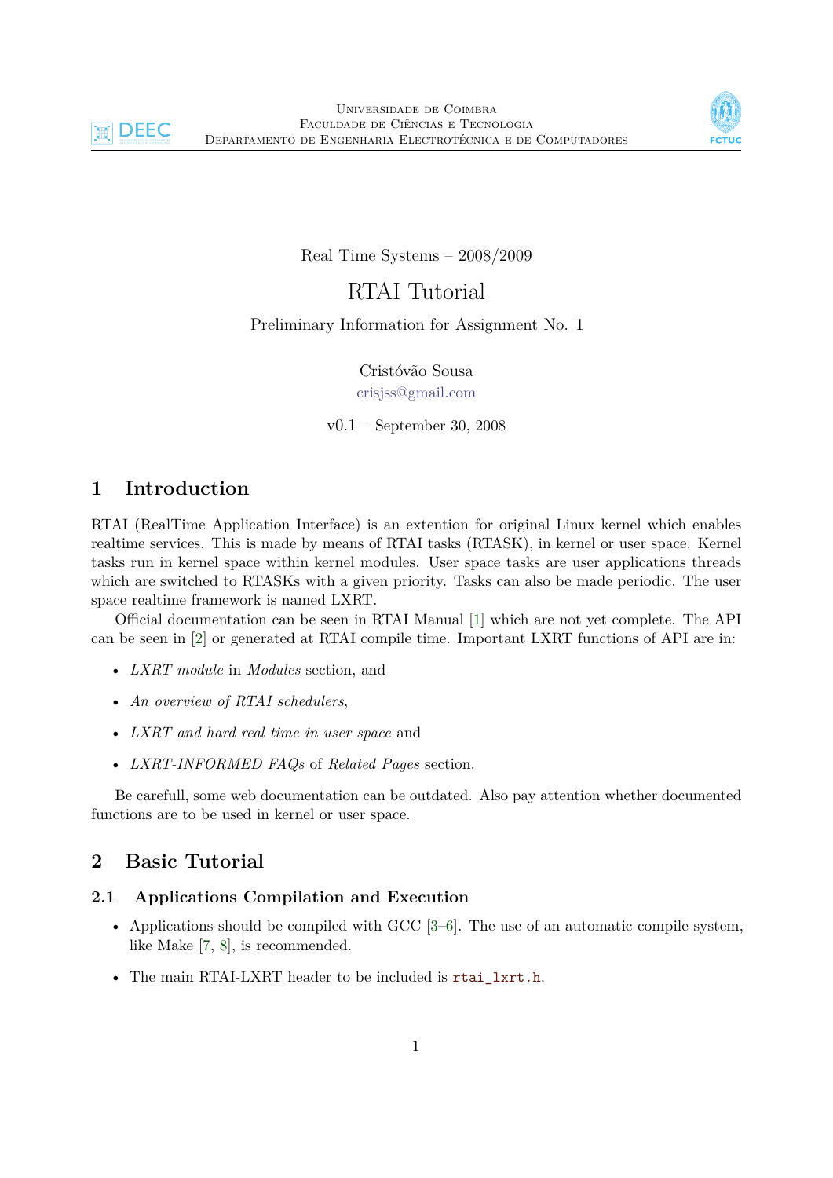Universidade de Coimbra
Faculdade de Ciências e Tecnologia
Departamento de Engenharia Electrotécnica e de Computadores

Real Time Systems – 2008/2009

# RTAI Tutorial

Preliminary Information for Assignment No. 1

Cristóvão Sousa
crisjss@gmail.com

v0.1 – September 30, 2008

## 1 Introduction

RTAI (RealTime Application Interface) is an extention for original Linux kernel which enables realtime services. This is made by means of RTAI tasks (RTASK), in kernel or user space. Kernel tasks run in kernel space within kernel modules. User space tasks are user applications threads which are switched to RTASKs with a given priority. Tasks can also be made periodic. The user space realtime framework is named LXRT.

Official documentation can be seen in RTAI Manual [1] which are not yet complete. The API can be seen in [2] or generated at RTAI compile time. Important LXRT functions of API are in:

- *LXRT module* in *Modules* section, and
- *An overview of RTAI schedulers*,
- *LXRT and hard real time in user space* and
- *LXRT-INFORMED FAQs* of *Related Pages* section.

Be carefull, some web documentation can be outdated. Also pay attention whether documented functions are to be used in kernel or user space.

## 2 Basic Tutorial

### 2.1 Applications Compilation and Execution

- Applications should be compiled with GCC [3–6]. The use of an automatic compile system, like Make [7, 8], is recommended.
- The main RTAI-LXRT header to be included is `rtai_lxrt.h`.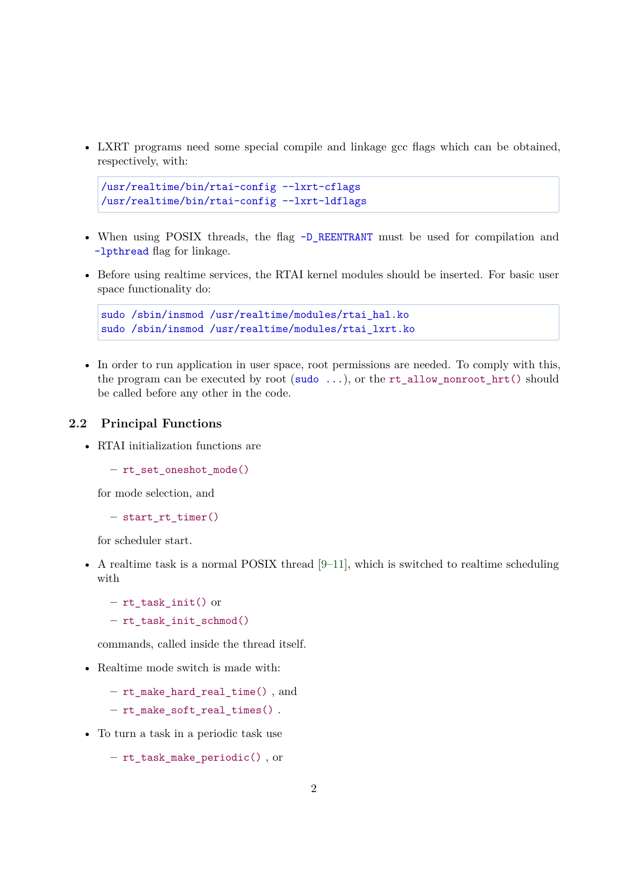- LXRT programs need some special compile and linkage gcc flags which can be obtained, respectively, with:

```
/usr/realtime/bin/rtai-config --lxrt-cflags
/usr/realtime/bin/rtai-config --lxrt-ldflags
```

- When using POSIX threads, the flag `-D_REENTRANT` must be used for compilation and `-lpthread` flag for linkage.

- Before using realtime services, the RTAI kernel modules should be inserted. For basic user space functionality do:

```
sudo /sbin/insmod /usr/realtime/modules/rtai_hal.ko
sudo /sbin/insmod /usr/realtime/modules/rtai_lxrt.ko
```

- In order to run application in user space, root permissions are needed. To comply with this, the program can be executed by root (`sudo ...`), or the `rt_allow_nonroot_hrt()` should be called before any other in the code.

## 2.2 Principal Functions

- RTAI initialization functions are
  - `rt_set_oneshot_mode()`

  for mode selection, and
  - `start_rt_timer()`

  for scheduler start.

- A realtime task is a normal POSIX thread [9–11], which is switched to realtime scheduling with
  - `rt_task_init()` or
  - `rt_task_init_schmod()`

  commands, called inside the thread itself.

- Realtime mode switch is made with:
  - `rt_make_hard_real_time()` , and
  - `rt_make_soft_real_times()` .

- To turn a task in a periodic task use
  - `rt_task_make_periodic()` , or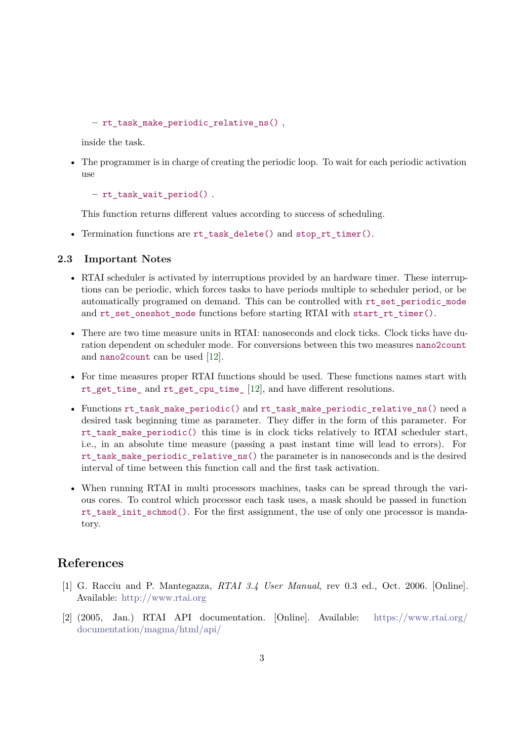- `rt_task_make_periodic_relative_ns()` ,

  inside the task.

- The programmer is in charge of creating the periodic loop. To wait for each periodic activation use

  - `rt_task_wait_period()` .

  This function returns different values according to success of scheduling.

- Termination functions are `rt_task_delete()` and `stop_rt_timer()`.

### 2.3 Important Notes

- RTAI scheduler is activated by interruptions provided by an hardware timer. These interruptions can be periodic, which forces tasks to have periods multiple to scheduler period, or be automatically programed on demand. This can be controlled with `rt_set_periodic_mode` and `rt_set_oneshot_mode` functions before starting RTAI with `start_rt_timer()`.

- There are two time measure units in RTAI: nanoseconds and clock ticks. Clock ticks have duration dependent on scheduler mode. For conversions between this two measures `nano2count` and `nano2count` can be used [12].

- For time measures proper RTAI functions should be used. These functions names start with `rt_get_time_` and `rt_get_cpu_time_` [12], and have different resolutions.

- Functions `rt_task_make_periodic()` and `rt_task_make_periodic_relative_ns()` need a desired task beginning time as parameter. They differ in the form of this parameter. For `rt_task_make_periodic()` this time is in clock ticks relatively to RTAI scheduler start, i.e., in an absolute time measure (passing a past instant time will lead to errors). For `rt_task_make_periodic_relative_ns()` the parameter is in nanoseconds and is the desired interval of time between this function call and the first task activation.

- When running RTAI in multi processors machines, tasks can be spread through the various cores. To control which processor each task uses, a mask should be passed in function `rt_task_init_schmod()`. For the first assignment, the use of only one processor is mandatory.

## References

[1] G. Racciu and P. Mantegazza, *RTAI 3.4 User Manual*, rev 0.3 ed., Oct. 2006. [Online]. Available: http://www.rtai.org

[2] (2005, Jan.) RTAI API documentation. [Online]. Available: https://www.rtai.org/documentation/magma/html/api/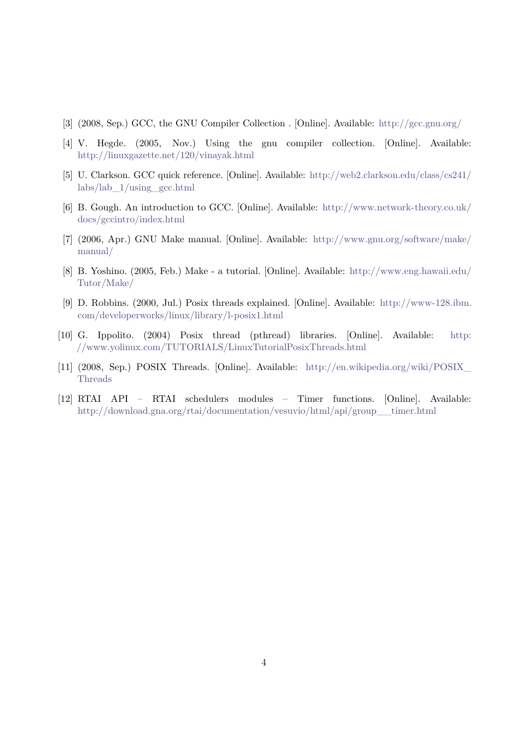[3] (2008, Sep.) GCC, the GNU Compiler Collection . [Online]. Available: http://gcc.gnu.org/

[4] V. Hegde. (2005, Nov.) Using the gnu compiler collection. [Online]. Available: http://linuxgazette.net/120/vinayak.html

[5] U. Clarkson. GCC quick reference. [Online]. Available: http://web2.clarkson.edu/class/cs241/labs/lab_1/using_gcc.html

[6] B. Gough. An introduction to GCC. [Online]. Available: http://www.network-theory.co.uk/docs/gccintro/index.html

[7] (2006, Apr.) GNU Make manual. [Online]. Available: http://www.gnu.org/software/make/manual/

[8] B. Yoshino. (2005, Feb.) Make - a tutorial. [Online]. Available: http://www.eng.hawaii.edu/Tutor/Make/

[9] D. Robbins. (2000, Jul.) Posix threads explained. [Online]. Available: http://www-128.ibm.com/developerworks/linux/library/l-posix1.html

[10] G. Ippolito. (2004) Posix thread (pthread) libraries. [Online]. Available: http://www.yolinux.com/TUTORIALS/LinuxTutorialPosixThreads.html

[11] (2008, Sep.) POSIX Threads. [Online]. Available: http://en.wikipedia.org/wiki/POSIX_Threads

[12] RTAI API – RTAI schedulers modules – Timer functions. [Online]. Available: http://download.gna.org/rtai/documentation/vesuvio/html/api/group___timer.html